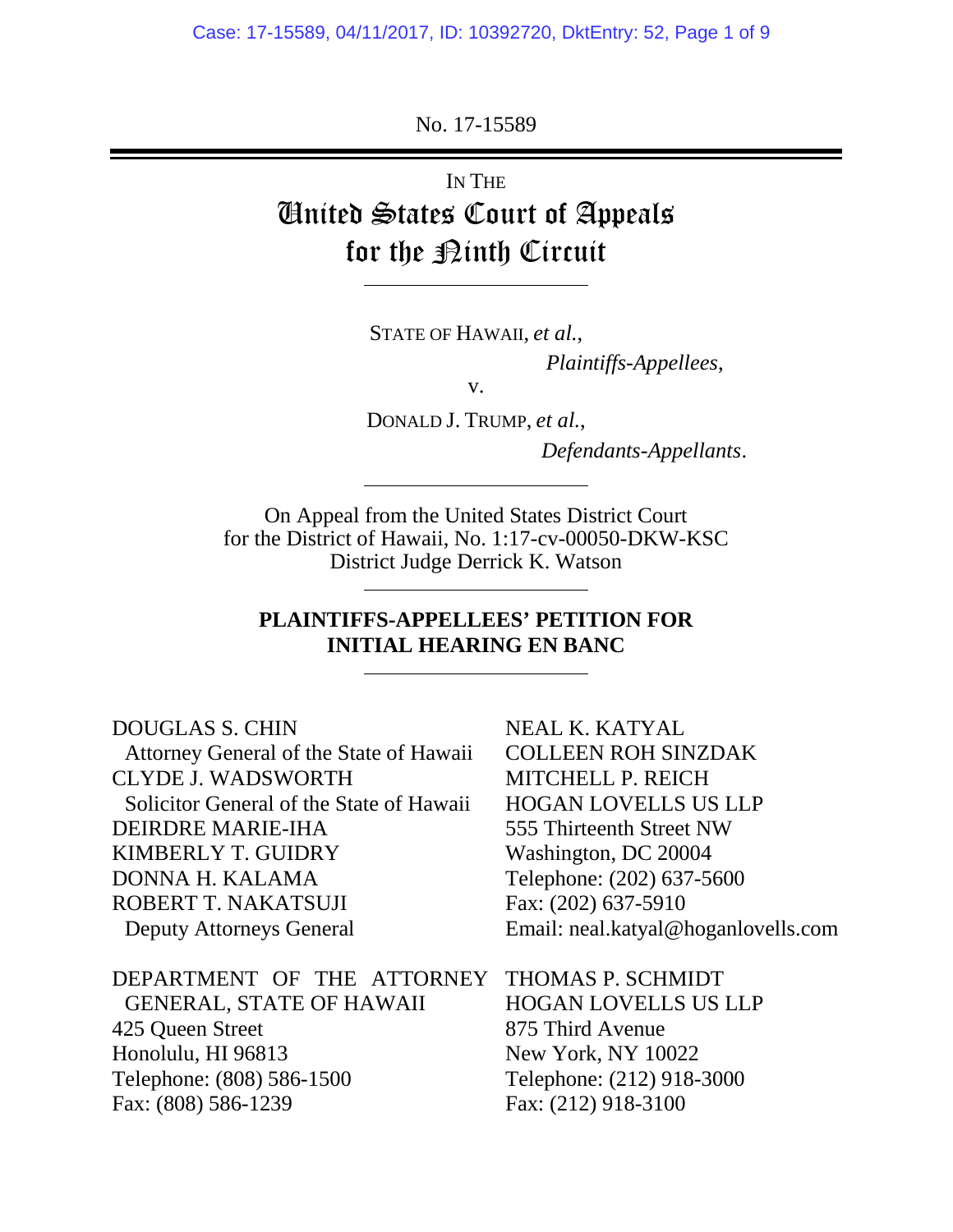No. 17-15589

IN THE

# United States Court of Appeals for the Ninth Circuit

STATE OF HAWAII, *et al.*,

*Plaintiffs-Appellees*,

v.

DONALD J. TRUMP, *et al.*,

*Defendants-Appellants*.

On Appeal from the United States District Court for the District of Hawaii, No. 1:17-cv-00050-DKW-KSC
District Judge Derrick K. Watson

## PLAINTIFFS-APPELLEES' PETITION FOR INITIAL HEARING EN BANC

DOUGLAS S. CHIN
Attorney General of the State of Hawaii
CLYDE J. WADSWORTH
Solicitor General of the State of Hawaii
DEIRDRE MARIE-IHA
KIMBERLY T. GUIDRY
DONNA H. KALAMA
ROBERT T. NAKATSUJI
Deputy Attorneys General

DEPARTMENT OF THE ATTORNEY GENERAL, STATE OF HAWAII
425 Queen Street
Honolulu, HI 96813
Telephone: (808) 586-1500
Fax: (808) 586-1239

NEAL K. KATYAL
COLLEEN ROH SINZDAK
MITCHELL P. REICH
HOGAN LOVELLS US LLP
555 Thirteenth Street NW
Washington, DC 20004
Telephone: (202) 637-5600
Fax: (202) 637-5910
Email: neal.katyal@hoganlovells.com

THOMAS P. SCHMIDT
HOGAN LOVELLS US LLP
875 Third Avenue
New York, NY 10022
Telephone: (212) 918-3000
Fax: (212) 918-3100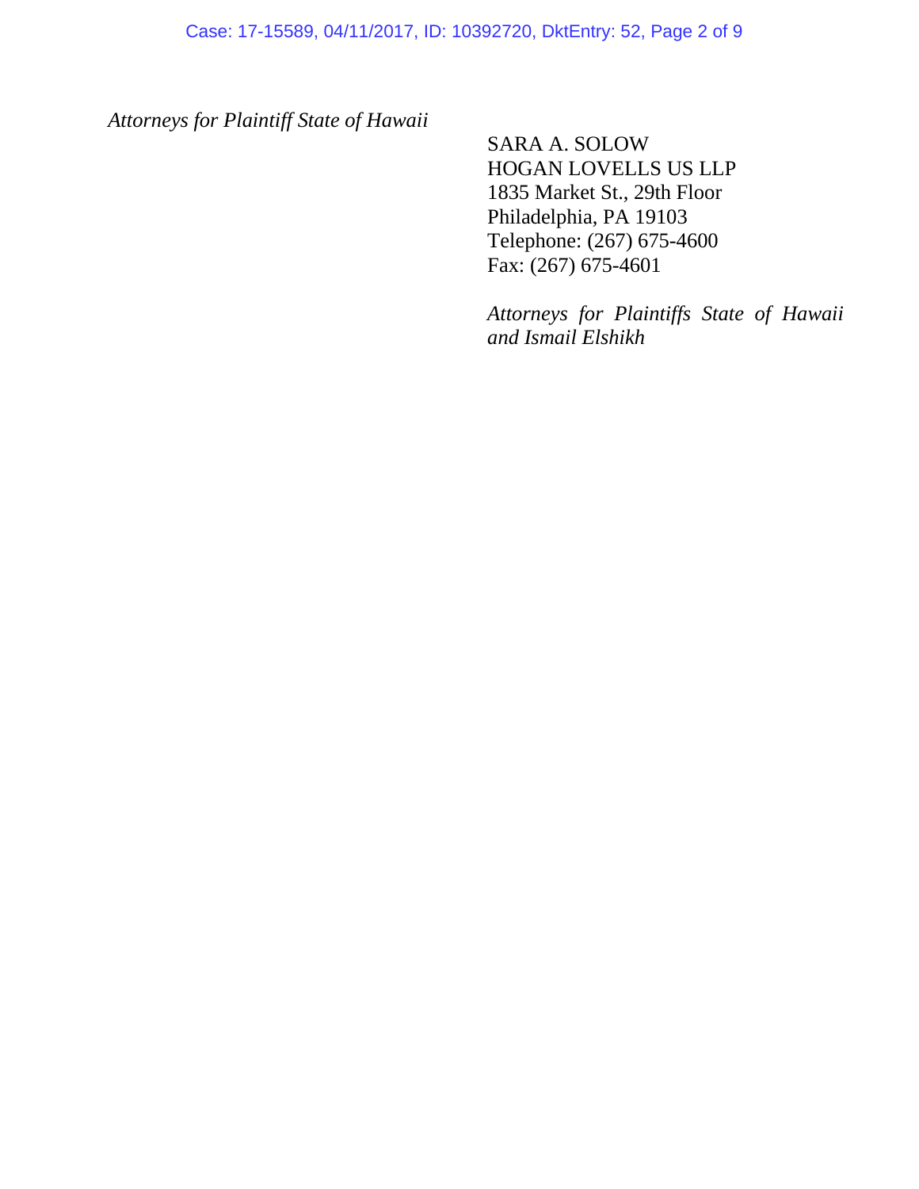*Attorneys for Plaintiff State of Hawaii*

SARA A. SOLOW
HOGAN LOVELLS US LLP
1835 Market St., 29th Floor
Philadelphia, PA 19103
Telephone: (267) 675-4600
Fax: (267) 675-4601

*Attorneys for Plaintiffs State of Hawaii and Ismail Elshikh*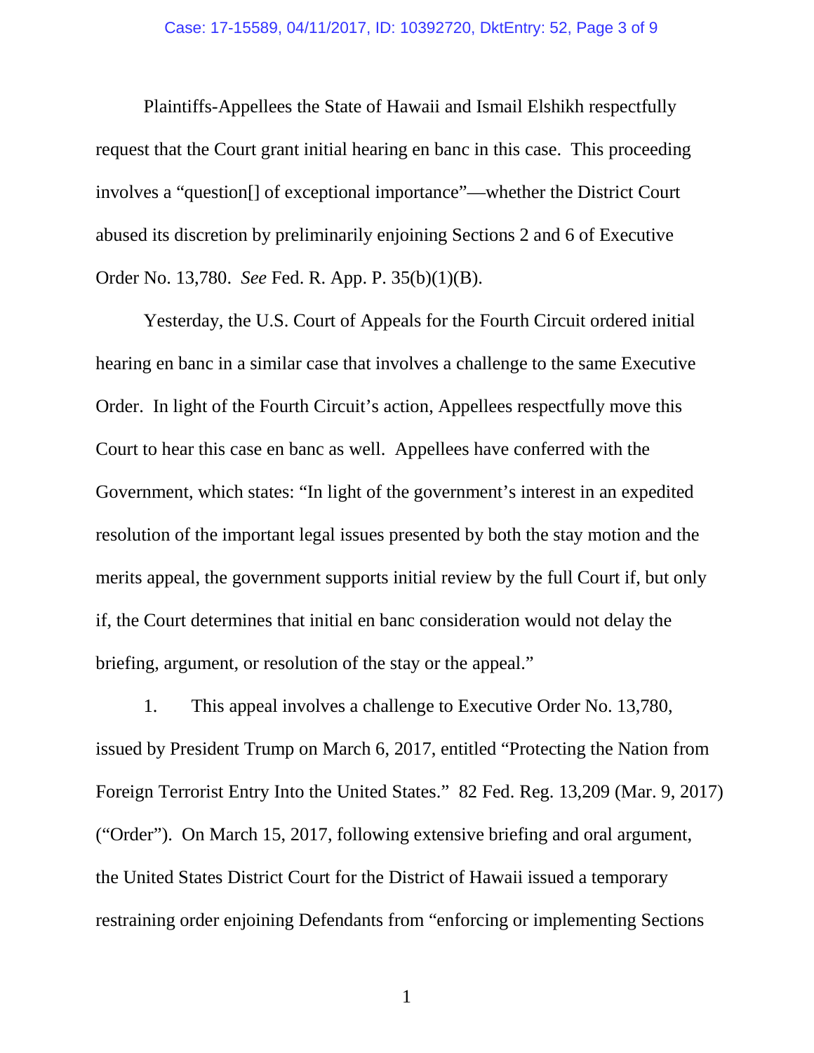Plaintiffs-Appellees the State of Hawaii and Ismail Elshikh respectfully request that the Court grant initial hearing en banc in this case. This proceeding involves a "question[] of exceptional importance"—whether the District Court abused its discretion by preliminarily enjoining Sections 2 and 6 of Executive Order No. 13,780. *See* Fed. R. App. P. 35(b)(1)(B).

Yesterday, the U.S. Court of Appeals for the Fourth Circuit ordered initial hearing en banc in a similar case that involves a challenge to the same Executive Order. In light of the Fourth Circuit's action, Appellees respectfully move this Court to hear this case en banc as well. Appellees have conferred with the Government, which states: "In light of the government's interest in an expedited resolution of the important legal issues presented by both the stay motion and the merits appeal, the government supports initial review by the full Court if, but only if, the Court determines that initial en banc consideration would not delay the briefing, argument, or resolution of the stay or the appeal."

1. This appeal involves a challenge to Executive Order No. 13,780, issued by President Trump on March 6, 2017, entitled "Protecting the Nation from Foreign Terrorist Entry Into the United States." 82 Fed. Reg. 13,209 (Mar. 9, 2017) ("Order"). On March 15, 2017, following extensive briefing and oral argument, the United States District Court for the District of Hawaii issued a temporary restraining order enjoining Defendants from "enforcing or implementing Sections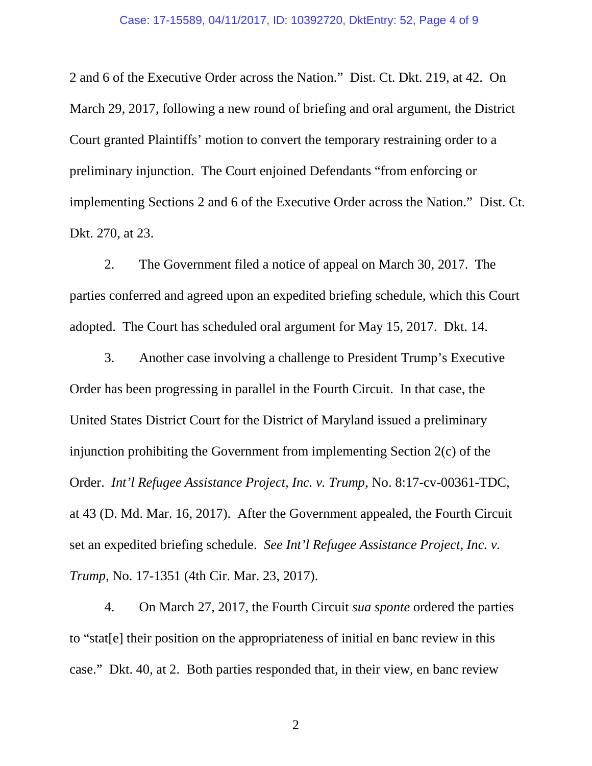2 and 6 of the Executive Order across the Nation." Dist. Ct. Dkt. 219, at 42. On March 29, 2017, following a new round of briefing and oral argument, the District Court granted Plaintiffs' motion to convert the temporary restraining order to a preliminary injunction. The Court enjoined Defendants "from enforcing or implementing Sections 2 and 6 of the Executive Order across the Nation." Dist. Ct. Dkt. 270, at 23.

2. The Government filed a notice of appeal on March 30, 2017. The parties conferred and agreed upon an expedited briefing schedule, which this Court adopted. The Court has scheduled oral argument for May 15, 2017. Dkt. 14.

3. Another case involving a challenge to President Trump's Executive Order has been progressing in parallel in the Fourth Circuit. In that case, the United States District Court for the District of Maryland issued a preliminary injunction prohibiting the Government from implementing Section 2(c) of the Order. *Int'l Refugee Assistance Project, Inc. v. Trump*, No. 8:17-cv-00361-TDC, at 43 (D. Md. Mar. 16, 2017). After the Government appealed, the Fourth Circuit set an expedited briefing schedule. *See Int'l Refugee Assistance Project, Inc. v. Trump*, No. 17-1351 (4th Cir. Mar. 23, 2017).

4. On March 27, 2017, the Fourth Circuit *sua sponte* ordered the parties to "stat[e] their position on the appropriateness of initial en banc review in this case." Dkt. 40, at 2. Both parties responded that, in their view, en banc review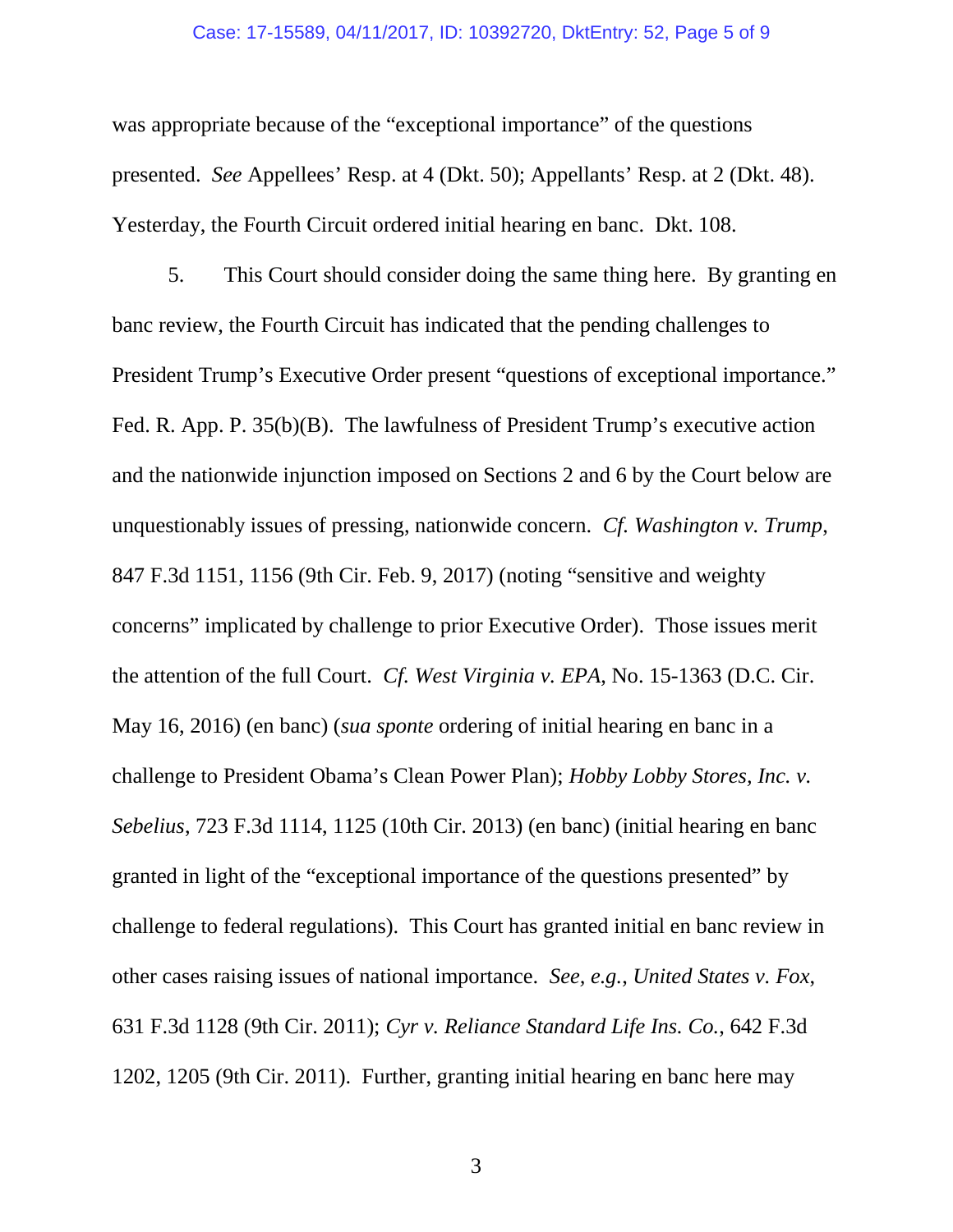was appropriate because of the "exceptional importance" of the questions presented. *See* Appellees' Resp. at 4 (Dkt. 50); Appellants' Resp. at 2 (Dkt. 48). Yesterday, the Fourth Circuit ordered initial hearing en banc. Dkt. 108.

5. This Court should consider doing the same thing here. By granting en banc review, the Fourth Circuit has indicated that the pending challenges to President Trump's Executive Order present "questions of exceptional importance." Fed. R. App. P. 35(b)(B). The lawfulness of President Trump's executive action and the nationwide injunction imposed on Sections 2 and 6 by the Court below are unquestionably issues of pressing, nationwide concern. *Cf. Washington v. Trump*, 847 F.3d 1151, 1156 (9th Cir. Feb. 9, 2017) (noting "sensitive and weighty concerns" implicated by challenge to prior Executive Order). Those issues merit the attention of the full Court. *Cf. West Virginia v. EPA*, No. 15-1363 (D.C. Cir. May 16, 2016) (en banc) (*sua sponte* ordering of initial hearing en banc in a challenge to President Obama's Clean Power Plan); *Hobby Lobby Stores, Inc. v. Sebelius*, 723 F.3d 1114, 1125 (10th Cir. 2013) (en banc) (initial hearing en banc granted in light of the "exceptional importance of the questions presented" by challenge to federal regulations). This Court has granted initial en banc review in other cases raising issues of national importance. *See, e.g.*, *United States v. Fox*, 631 F.3d 1128 (9th Cir. 2011); *Cyr v. Reliance Standard Life Ins. Co.*, 642 F.3d 1202, 1205 (9th Cir. 2011). Further, granting initial hearing en banc here may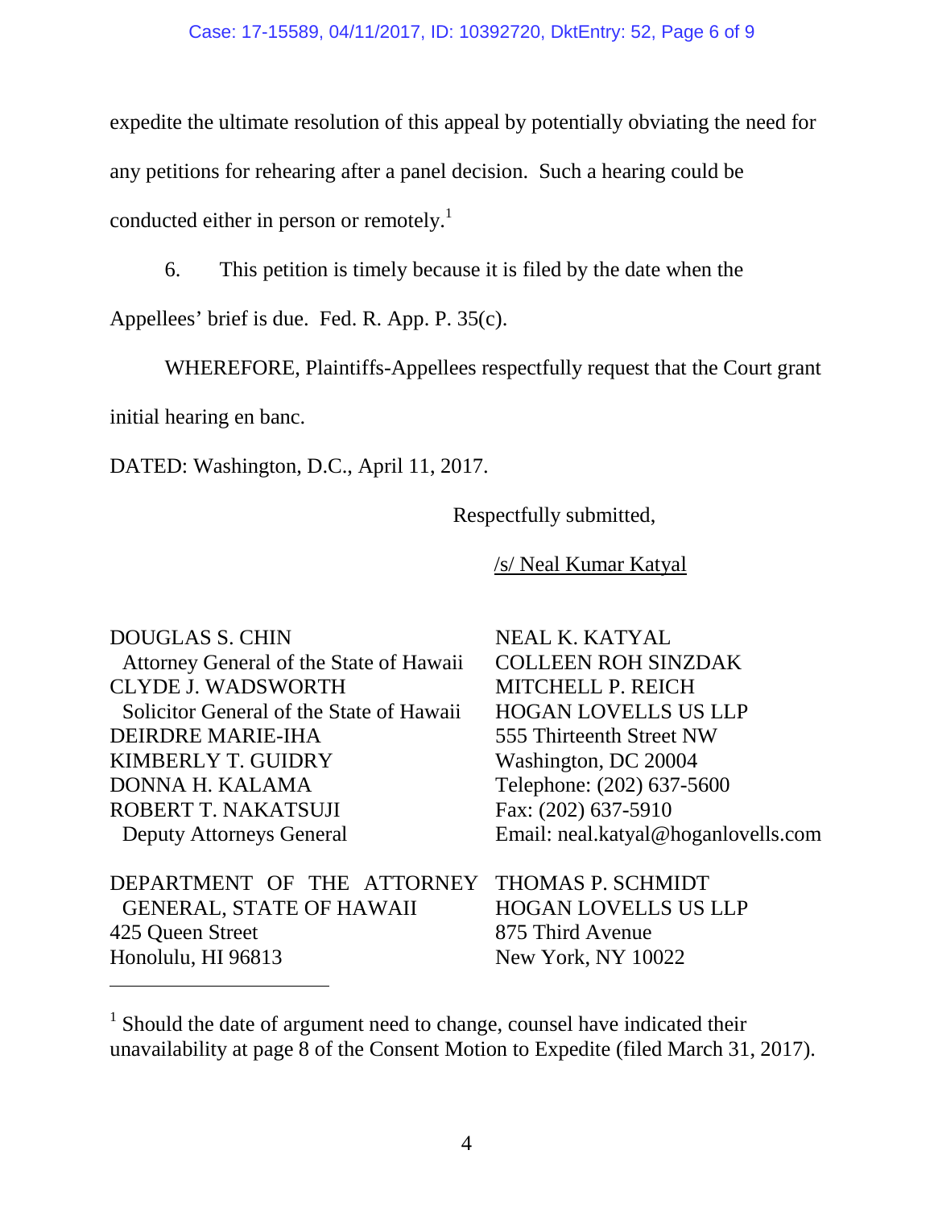expedite the ultimate resolution of this appeal by potentially obviating the need for any petitions for rehearing after a panel decision. Such a hearing could be conducted either in person or remotely.[1]

6. This petition is timely because it is filed by the date when the Appellees' brief is due. Fed. R. App. P. 35(c).

WHEREFORE, Plaintiffs-Appellees respectfully request that the Court grant initial hearing en banc.

DATED: Washington, D.C., April 11, 2017.

Respectfully submitted,

/s/ Neal Kumar Katyal

DOUGLAS S. CHIN
Attorney General of the State of Hawaii
CLYDE J. WADSWORTH
Solicitor General of the State of Hawaii
DEIRDRE MARIE-IHA
KIMBERLY T. GUIDRY
DONNA H. KALAMA
ROBERT T. NAKATSUJI
Deputy Attorneys General

DEPARTMENT OF THE ATTORNEY GENERAL, STATE OF HAWAII
425 Queen Street
Honolulu, HI 96813

NEAL K. KATYAL
COLLEEN ROH SINZDAK
MITCHELL P. REICH
HOGAN LOVELLS US LLP
555 Thirteenth Street NW
Washington, DC 20004
Telephone: (202) 637-5600
Fax: (202) 637-5910
Email: neal.katyal@hoganlovells.com

THOMAS P. SCHMIDT
HOGAN LOVELLS US LLP
875 Third Avenue
New York, NY 10022

---

[1] Should the date of argument need to change, counsel have indicated their unavailability at page 8 of the Consent Motion to Expedite (filed March 31, 2017).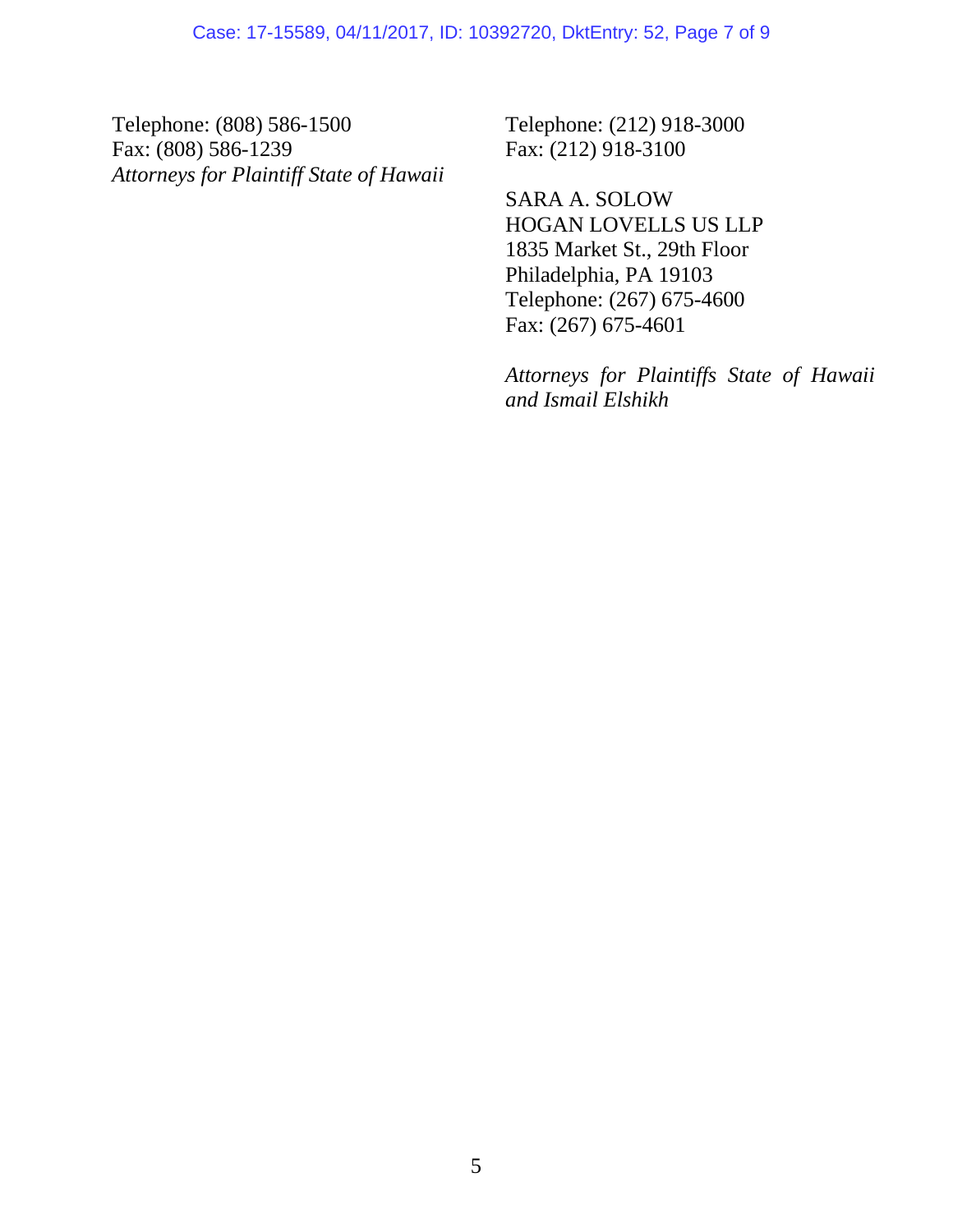Telephone: (808) 586-1500
Fax: (808) 586-1239
*Attorneys for Plaintiff State of Hawaii*

Telephone: (212) 918-3000
Fax: (212) 918-3100

SARA A. SOLOW
HOGAN LOVELLS US LLP
1835 Market St., 29th Floor
Philadelphia, PA 19103
Telephone: (267) 675-4600
Fax: (267) 675-4601

*Attorneys for Plaintiffs State of Hawaii and Ismail Elshikh*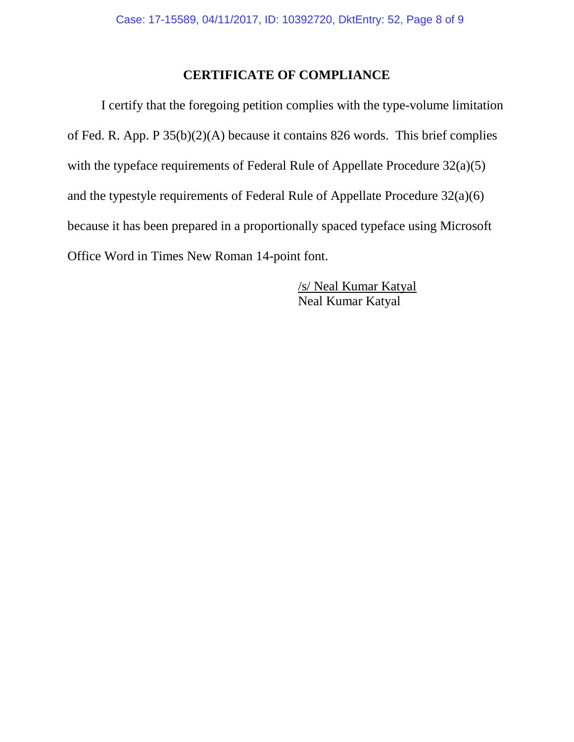# CERTIFICATE OF COMPLIANCE

I certify that the foregoing petition complies with the type-volume limitation of Fed. R. App. P 35(b)(2)(A) because it contains 826 words. This brief complies with the typeface requirements of Federal Rule of Appellate Procedure 32(a)(5) and the typestyle requirements of Federal Rule of Appellate Procedure 32(a)(6) because it has been prepared in a proportionally spaced typeface using Microsoft Office Word in Times New Roman 14-point font.

/s/ Neal Kumar Katyal
Neal Kumar Katyal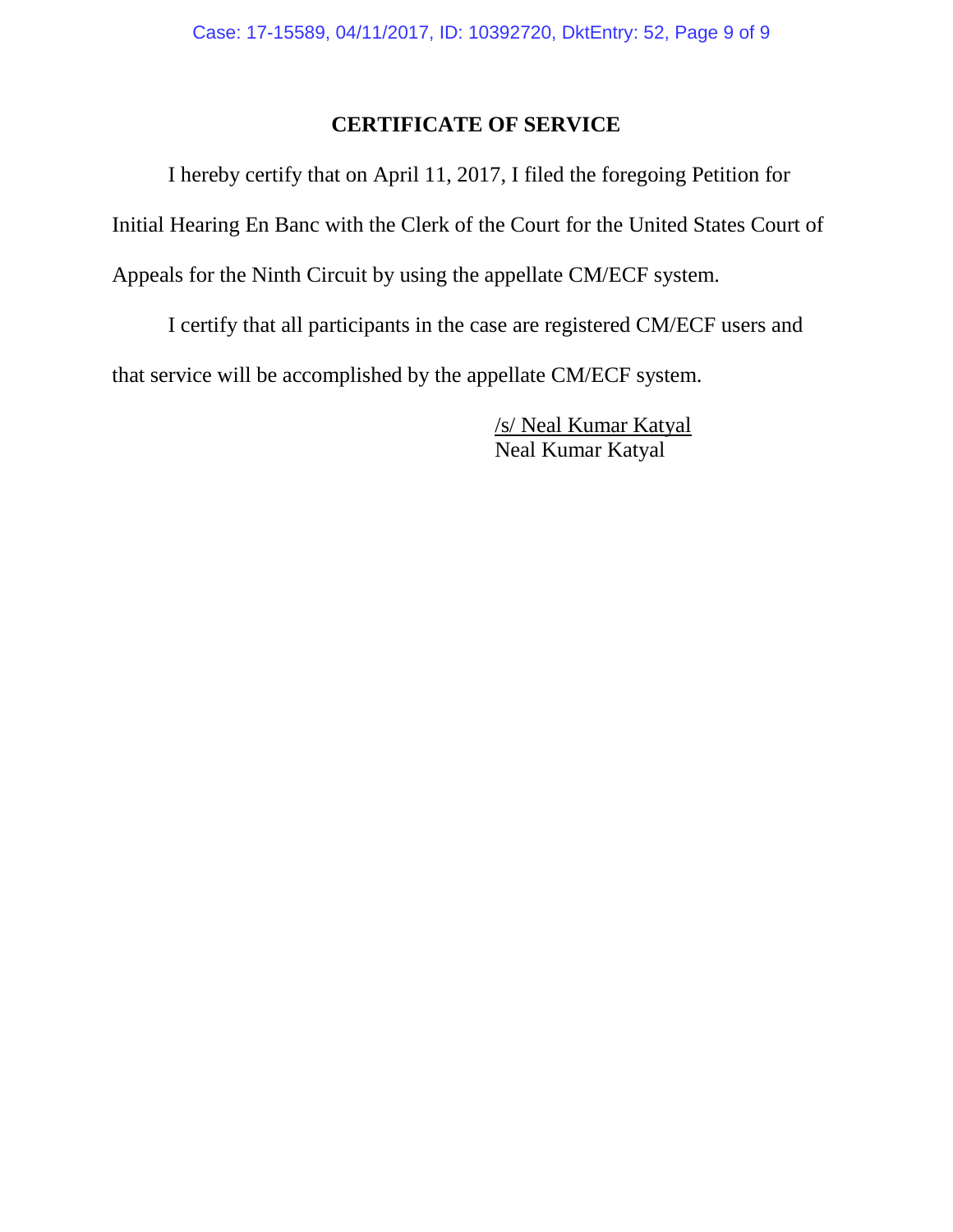## CERTIFICATE OF SERVICE

I hereby certify that on April 11, 2017, I filed the foregoing Petition for Initial Hearing En Banc with the Clerk of the Court for the United States Court of Appeals for the Ninth Circuit by using the appellate CM/ECF system.

I certify that all participants in the case are registered CM/ECF users and that service will be accomplished by the appellate CM/ECF system.

/s/ Neal Kumar Katyal
Neal Kumar Katyal